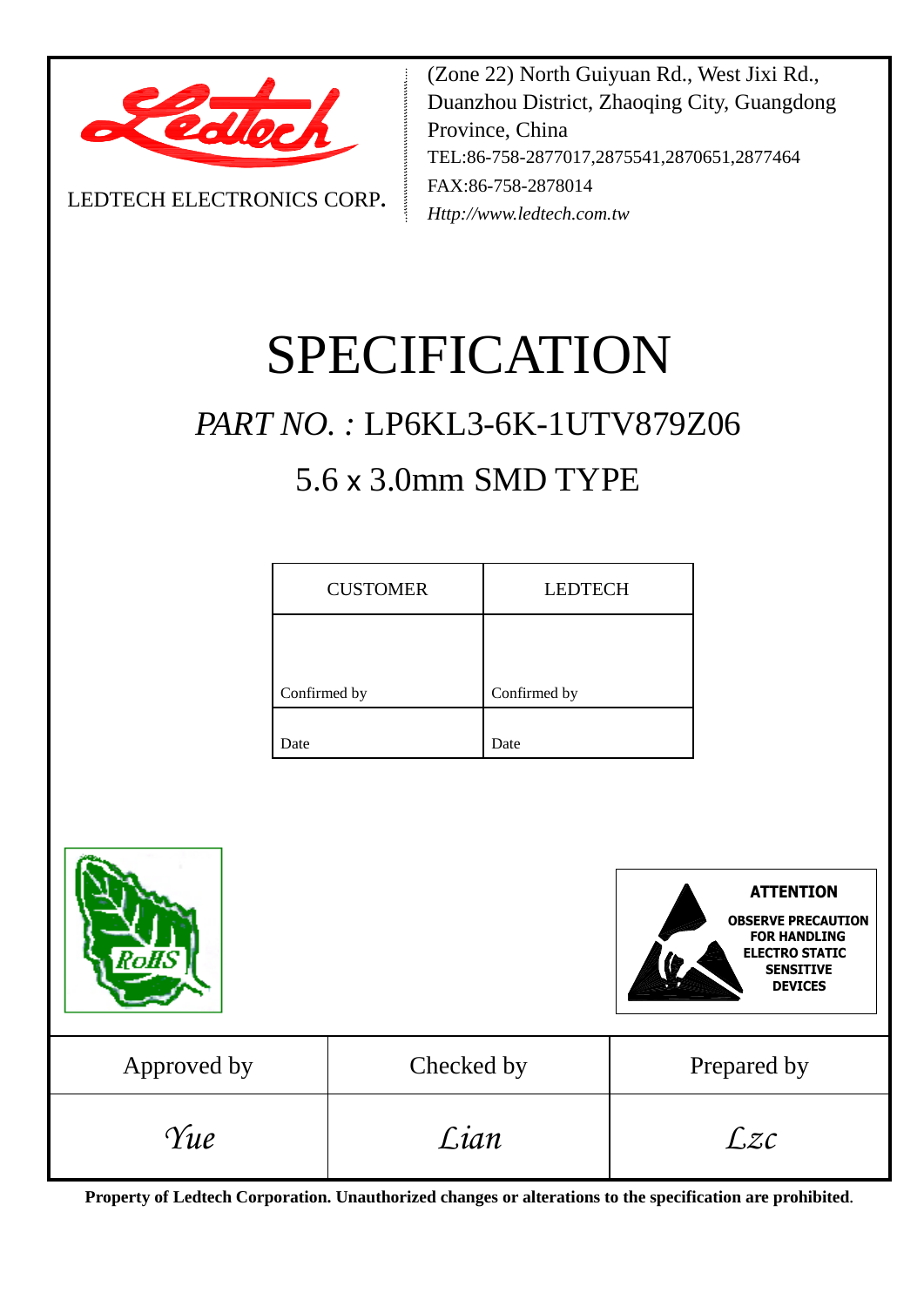LEDTECH ELECTRONICS CORP.

(Zone 22) North Guiyuan Rd., West Jixi Rd., Duanzhou District, Zhaoqing City, Guangdong Province, China
TEL:86-758-2877017,2875541,2870651,2877464
FAX:86-758-2878014
*Http://www.ledtech.com.tw*

# SPECIFICATION

## *PART NO. :* LP6KL3-6K-1UTV879Z06

## 5.6 x 3.0mm SMD TYPE

| CUSTOMER | LEDTECH |
| --- | --- |
| Confirmed by | Confirmed by |
| Date | Date |

**ATTENTION**

**OBSERVE PRECAUTION FOR HANDLING ELECTRO STATIC SENSITIVE DEVICES**

| Approved by | Checked by | Prepared by |
| --- | --- | --- |
| *Yue* | *Lian* | *Lzc* |

**Property of Ledtech Corporation. Unauthorized changes or alterations to the specification are prohibited.**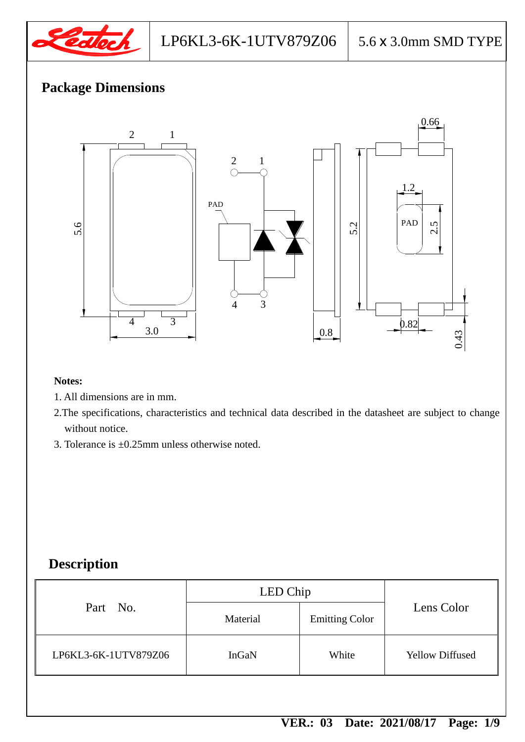## Package Dimensions

**Notes:**

1. All dimensions are in mm.
2. The specifications, characteristics and technical data described in the datasheet are subject to change without notice.
3. Tolerance is ±0.25mm unless otherwise noted.

## Description

| Part No. | LED Chip | | Lens Color |
|---|---|---|---|
| | Material | Emitting Color | |
| LP6KL3-6K-1UTV879Z06 | InGaN | White | Yellow Diffused |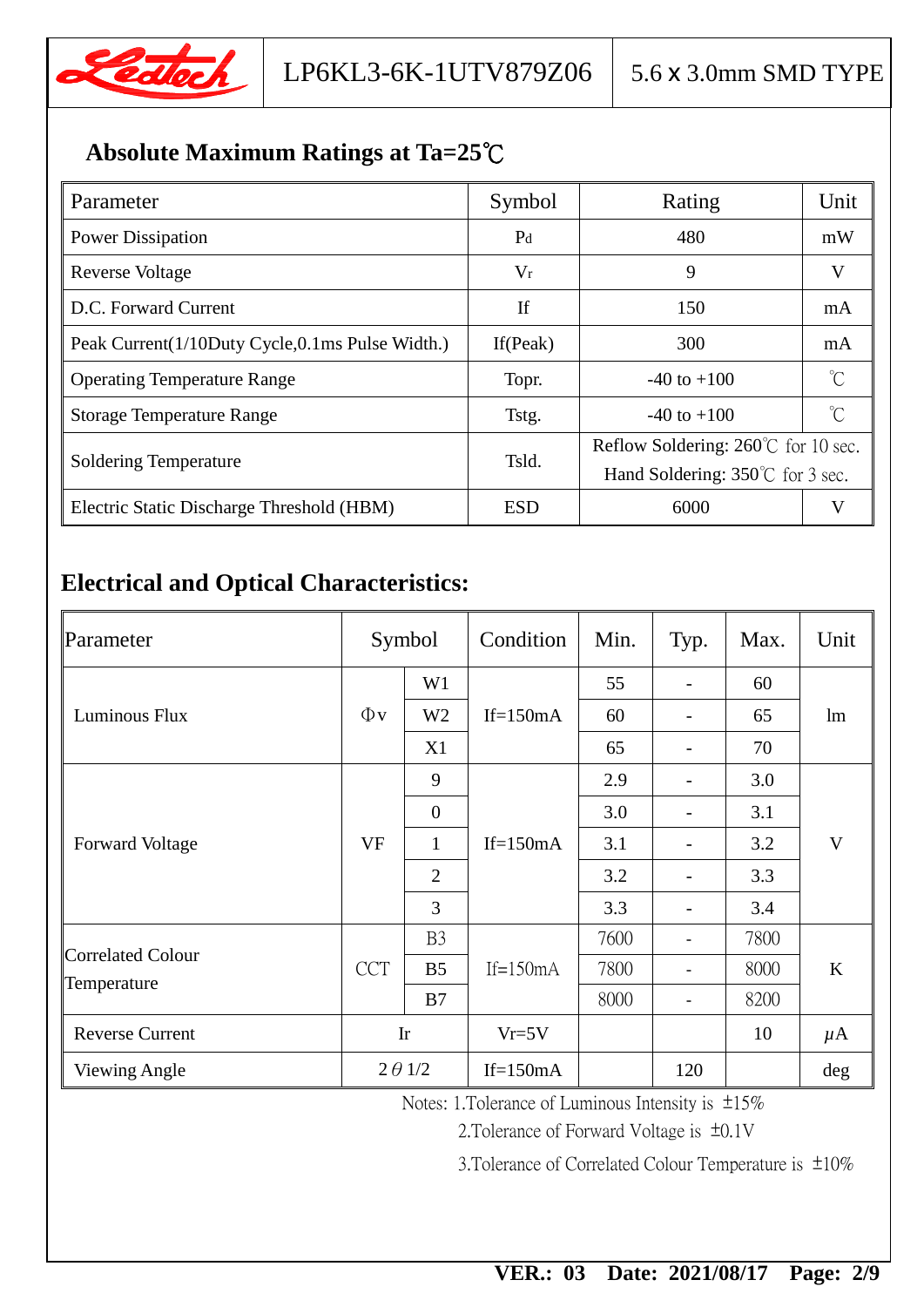## Absolute Maximum Ratings at Ta=25℃

| Parameter | Symbol | Rating | Unit |
|---|---|---|---|
| Power Dissipation | Pd | 480 | mW |
| Reverse Voltage | Vr | 9 | V |
| D.C. Forward Current | If | 150 | mA |
| Peak Current(1/10Duty Cycle,0.1ms Pulse Width.) | If(Peak) | 300 | mA |
| Operating Temperature Range | Topr. | -40 to +100 | ℃ |
| Storage Temperature Range | Tstg. | -40 to +100 | ℃ |
| Soldering Temperature | Tsld. | Reflow Soldering: 260℃ for 10 sec.<br>Hand Soldering: 350℃ for 3 sec. | |
| Electric Static Discharge Threshold (HBM) | ESD | 6000 | V |

## Electrical and Optical Characteristics:

| Parameter | Symbol | | Condition | Min. | Typ. | Max. | Unit |
|---|---|---|---|---|---|---|---|
| Luminous Flux | Φv | W1 | If=150mA | 55 | - | 60 | lm |
| | | W2 | | 60 | - | 65 | |
| | | X1 | | 65 | - | 70 | |
| Forward Voltage | VF | 9 | If=150mA | 2.9 | - | 3.0 | V |
| | | 0 | | 3.0 | - | 3.1 | |
| | | 1 | | 3.1 | - | 3.2 | |
| | | 2 | | 3.2 | - | 3.3 | |
| | | 3 | | 3.3 | - | 3.4 | |
| Correlated Colour Temperature | CCT | B3 | If=150mA | 7600 | - | 7800 | K |
| | | B5 | | 7800 | - | 8000 | |
| | | B7 | | 8000 | - | 8200 | |
| Reverse Current | Ir | | Vr=5V | | | 10 | μA |
| Viewing Angle | 2θ1/2 | | If=150mA | | 120 | | deg |

Notes: 1.Tolerance of Luminous Intensity is ±15%

2.Tolerance of Forward Voltage is ±0.1V

3.Tolerance of Correlated Colour Temperature is ±10%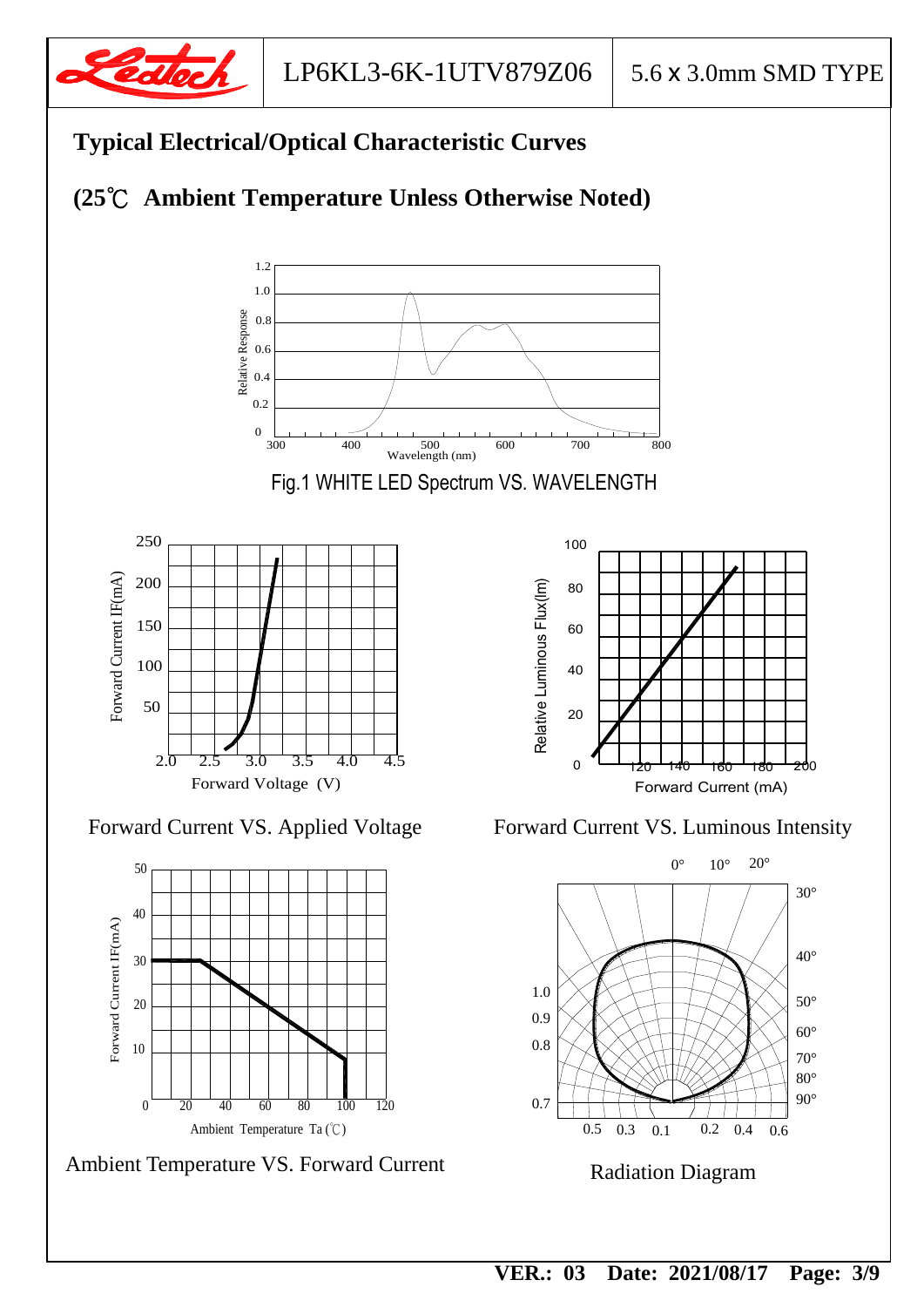## Typical Electrical/Optical Characteristic Curves

## (25℃ Ambient Temperature Unless Otherwise Noted)

Fig.1 WHITE LED Spectrum VS. WAVELENGTH

Forward Current VS. Applied Voltage

Forward Current VS. Luminous Intensity

Ambient Temperature VS. Forward Current

Radiation Diagram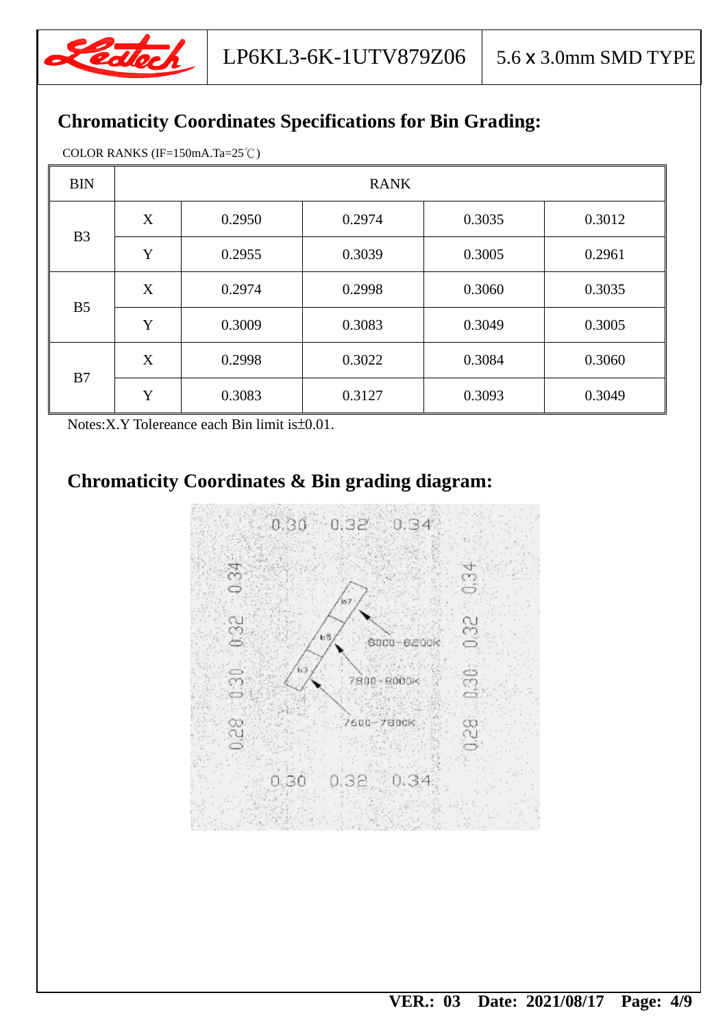## Chromaticity Coordinates Specifications for Bin Grading:

COLOR RANKS (IF=150mA.Ta=25℃)

| BIN | RANK | | | | |
|---|---|---|---|---|---|
| B3 | X | 0.2950 | 0.2974 | 0.3035 | 0.3012 |
| | Y | 0.2955 | 0.3039 | 0.3005 | 0.2961 |
| B5 | X | 0.2974 | 0.2998 | 0.3060 | 0.3035 |
| | Y | 0.3009 | 0.3083 | 0.3049 | 0.3005 |
| B7 | X | 0.2998 | 0.3022 | 0.3084 | 0.3060 |
| | Y | 0.3083 | 0.3127 | 0.3093 | 0.3049 |

Notes:X.Y Tolereance each Bin limit is±0.01.

## Chromaticity Coordinates & Bin grading diagram:

0.30 0.32 0.34

b7 — 8000~8200K

b5 — 7800~8000K

b3 — 7600~7800K

0.28 0.30 0.32 0.34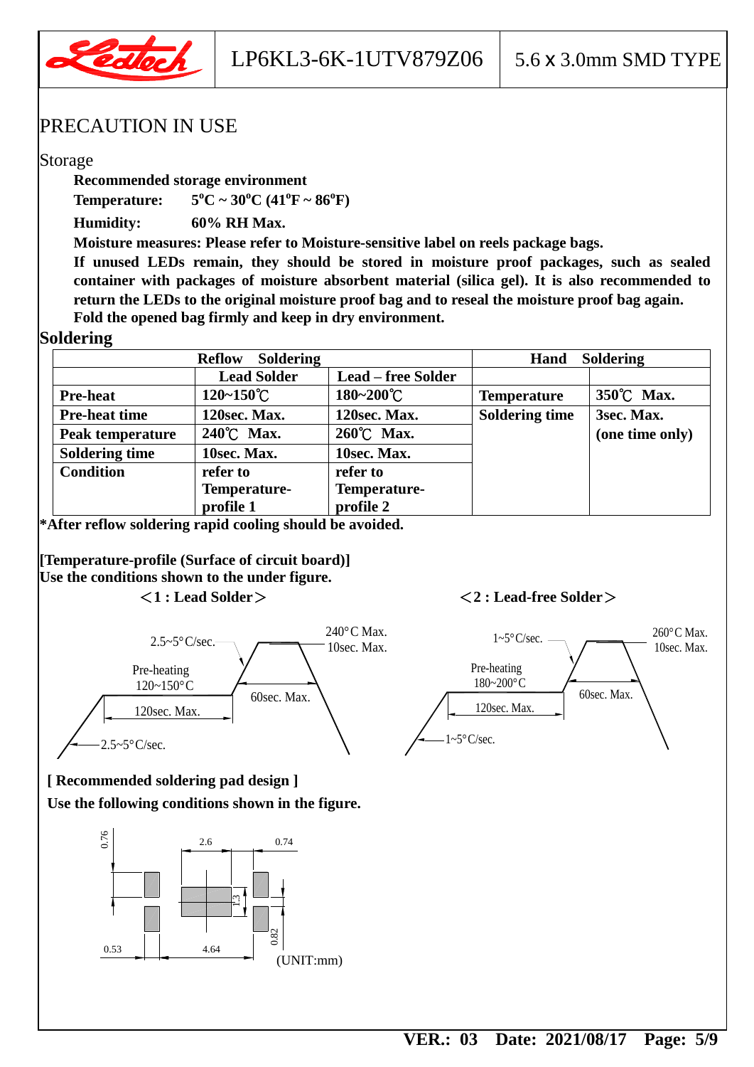# PRECAUTION IN USE

## Storage

**Recommended storage environment**

**Temperature:** **5°C ~ 30°C (41°F ~ 86°F)**

**Humidity:** **60% RH Max.**

**Moisture measures: Please refer to Moisture-sensitive label on reels package bags.**

**If unused LEDs remain, they should be stored in moisture proof packages, such as sealed container with packages of moisture absorbent material (silica gel). It is recommended to return the LEDs to the original moisture proof bag and to reseal the moisture proof bag again. Fold the opened bag firmly and keep in dry environment.**

## Soldering

| Reflow Soldering | | | Hand Soldering | |
|---|---|---|---|---|
| | Lead Solder | Lead – free Solder | | |
| Pre-heat | 120~150℃ | 180~200℃ | Temperature | 350℃ Max. |
| Pre-heat time | 120sec. Max. | 120sec. Max. | Soldering time | 3sec. Max. (one time only) |
| Peak temperature | 240℃ Max. | 260℃ Max. | | |
| Soldering time | 10sec. Max. | 10sec. Max. | | |
| Condition | refer to Temperature-profile 1 | refer to Temperature-profile 2 | | |

**\*After reflow soldering rapid cooling should be avoided.**

**[Temperature-profile (Surface of circuit board)]**
**Use the conditions shown to the under figure.**

**＜1 : Lead Solder＞**

2.5~5°C/sec. — Pre-heating 120~150°C — 120sec. Max. — 2.5~5°C/sec. — 240°C Max. 10sec. Max. — 60sec. Max.

**＜2 : Lead-free Solder＞**

1~5°C/sec. — Pre-heating 180~200°C — 120sec. Max. — 1~5°C/sec. — 260°C Max. 10sec. Max. — 60sec. Max.

**[ Recommended soldering pad design ]**
**Use the following conditions shown in the figure.**

0.76, 2.6, 0.74, 1.3, 0.82, 0.53, 4.64

(UNIT:mm)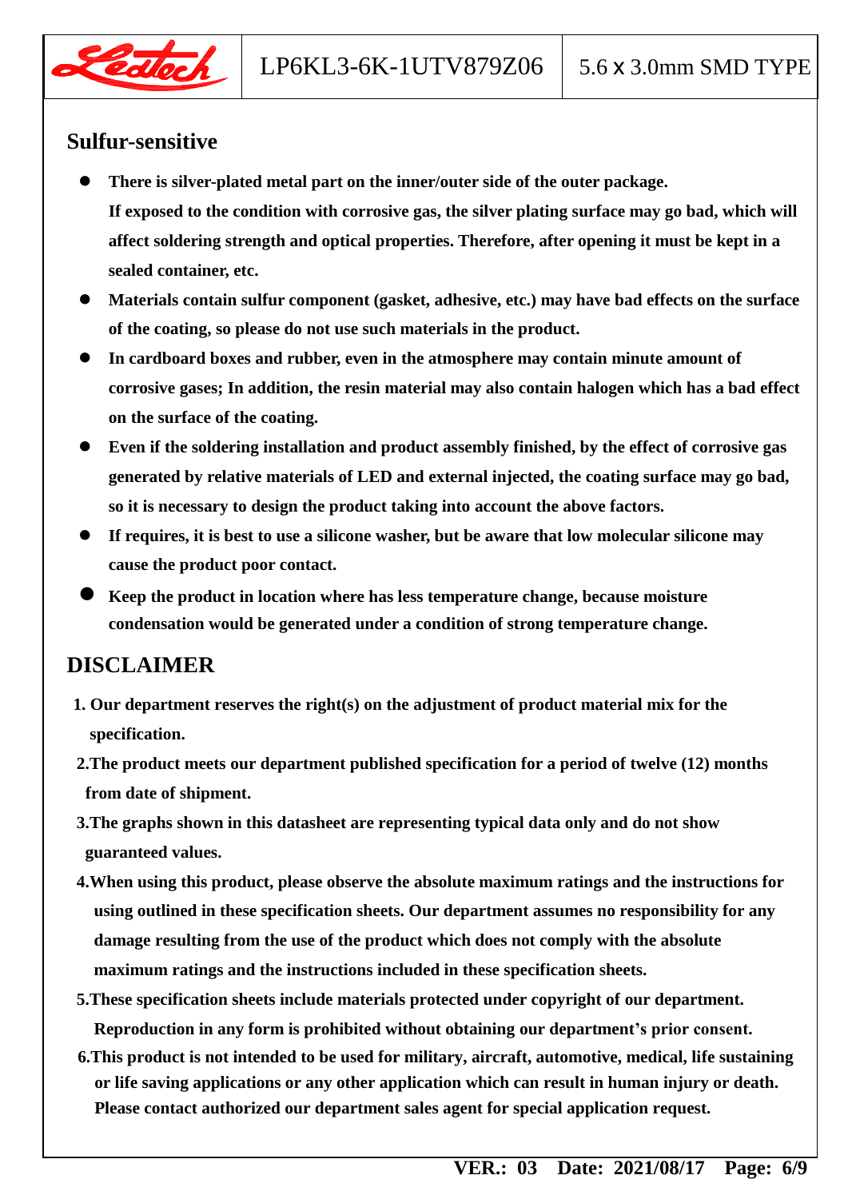## Sulfur-sensitive

- **There is silver-plated metal part on the inner/outer side of the outer package. If exposed to the condition with corrosive gas, the silver plating surface may go bad, which will affect soldering strength and optical properties. Therefore, after opening it must be kept in a sealed container, etc.**
- **Materials contain sulfur component (gasket, adhesive, etc.) may have bad effects on the surface of the coating, so please do not use such materials in the product.**
- **In cardboard boxes and rubber, even in the atmosphere may contain minute amount of corrosive gases; In addition, the resin material may also contain halogen which has a bad effect on the surface of the coating.**
- **Even if the soldering installation and product assembly finished, by the effect of corrosive gas generated by relative materials of LED and external injected, the coating surface may go bad, so it is necessary to design the product taking into account the above factors.**
- **If requires, it is best to use a silicone washer, but be aware that low molecular silicone may cause the product poor contact.**
- **Keep the product in location where has less temperature change, because moisture condensation would be generated under a condition of strong temperature change.**

## DISCLAIMER

1. **Our department reserves the right(s) on the adjustment of product material mix for the specification.**
2. **The product meets our department published specification for a period of twelve (12) months from date of shipment.**
3. **The graphs shown in this datasheet are representing typical data only and do not show guaranteed values.**
4. **When using this product, please observe the absolute maximum ratings and the instructions for using outlined in these specification sheets. Our department assumes no responsibility for any damage resulting from the use of the product which does not comply with the absolute maximum ratings and the instructions included in these specification sheets.**
5. **These specification sheets include materials protected under copyright of our department. Reproduction in any form is prohibited without obtaining our department's prior consent.**
6. **This product is not intended to be used for military, aircraft, automotive, medical, life sustaining or life saving applications or any other application which can result in human injury or death. Please contact authorized our department sales agent for special application request.**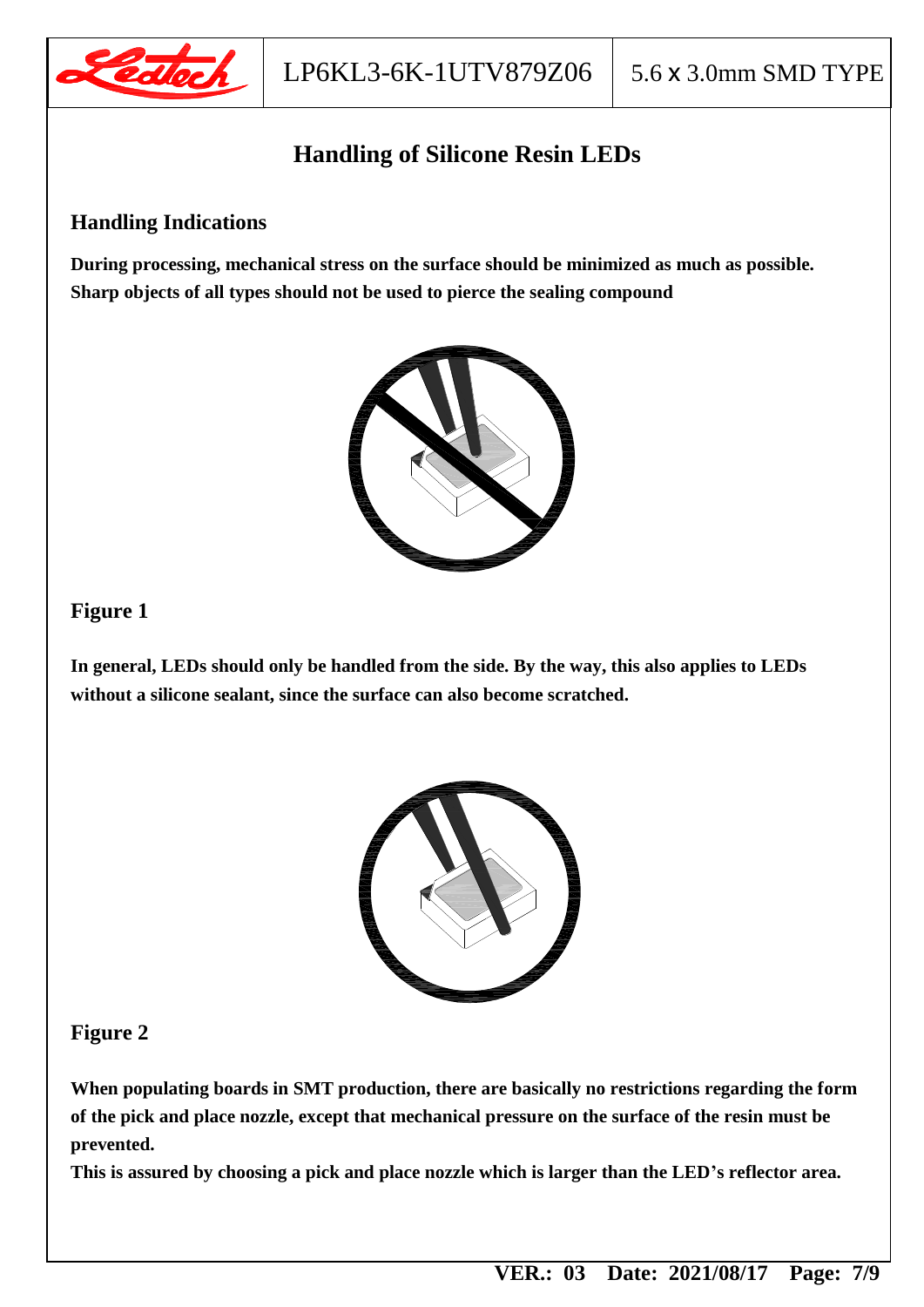# Handling of Silicone Resin LEDs

## Handling Indications

**During processing, mechanical stress on the surface should be minimized as much as possible. Sharp objects of all types should not be used to pierce the sealing compound**

## Figure 1

**In general, LEDs should only be handled from the side. By the way, this also applies to LEDs without a silicone sealant, since the surface can also become scratched.**

## Figure 2

**When populating boards in SMT production, there are basically no restrictions regarding the form of the pick and place nozzle, except that mechanical pressure on the surface of the resin must be prevented.**

**This is assured by choosing a pick and place nozzle which is larger than the LED's reflector area.**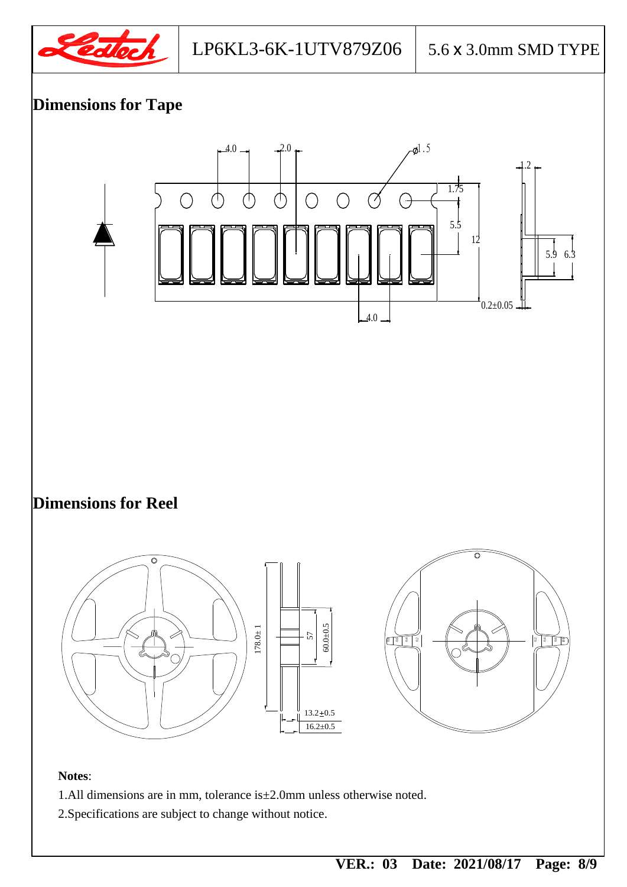## Dimensions for Tape

## Dimensions for Reel

**Notes**:

1.All dimensions are in mm, tolerance is±2.0mm unless otherwise noted.

2.Specifications are subject to change without notice.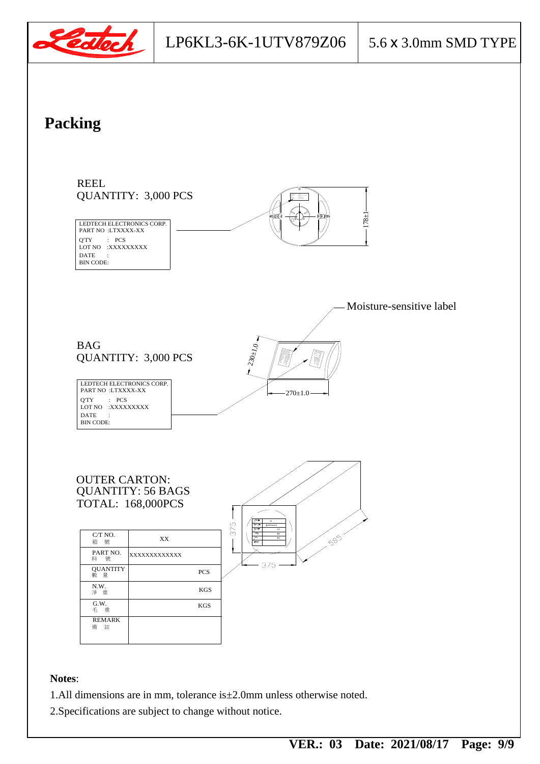## Packing

REEL
QUANTITY: 3,000 PCS

LEDTECH ELECTRONICS CORP.
PART NO :LTXXXX-XX
Q'TY : PCS
LOT NO :XXXXXXXXX
DATE :
BIN CODE:

178±1

Moisture-sensitive label

BAG
QUANTITY: 3,000 PCS

LEDTECH ELECTRONICS CORP.
PART NO :LTXXXX-XX
Q'TY : PCS
LOT NO :XXXXXXXXX
DATE :
BIN CODE:

230±1.0

270±1.0

OUTER CARTON:
QUANTITY: 56 BAGS
TOTAL: 168,000PCS

| | | |
|---|---|---|
| C/T NO. 箱 號 | XX | |
| PART NO. 料 號 | XXXXXXXXXXXXX | |
| QUANTITY 數 量 | | PCS |
| N.W. 淨 重 | | KGS |
| G.W. 毛 重 | | KGS |
| REMARK 備 註 | | |

375

375

585

**Notes**:

1.All dimensions are in mm, tolerance is±2.0mm unless otherwise noted.

2.Specifications are subject to change without notice.